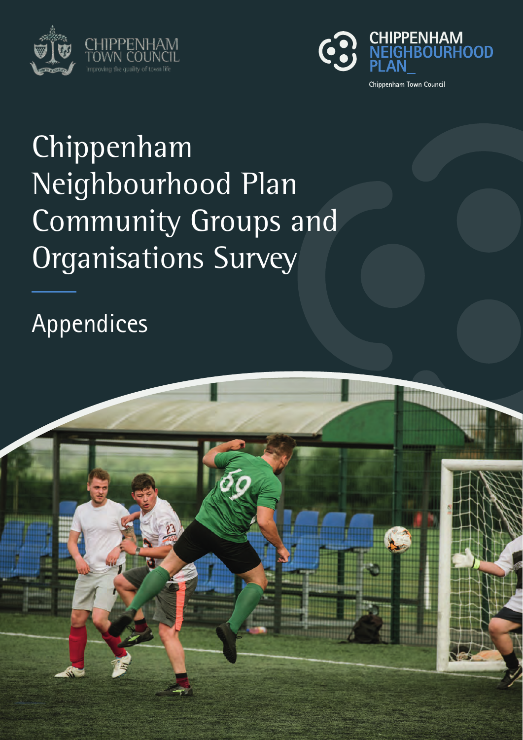CHIPPENHAM TOWN COUNCIL

Improving the quality of town life

CHIPPENHAM NEIGHBOURHOOD PLAN_

Chippenham Town Council

# Chippenham Neighbourhood Plan Community Groups and Organisations Survey

## Appendices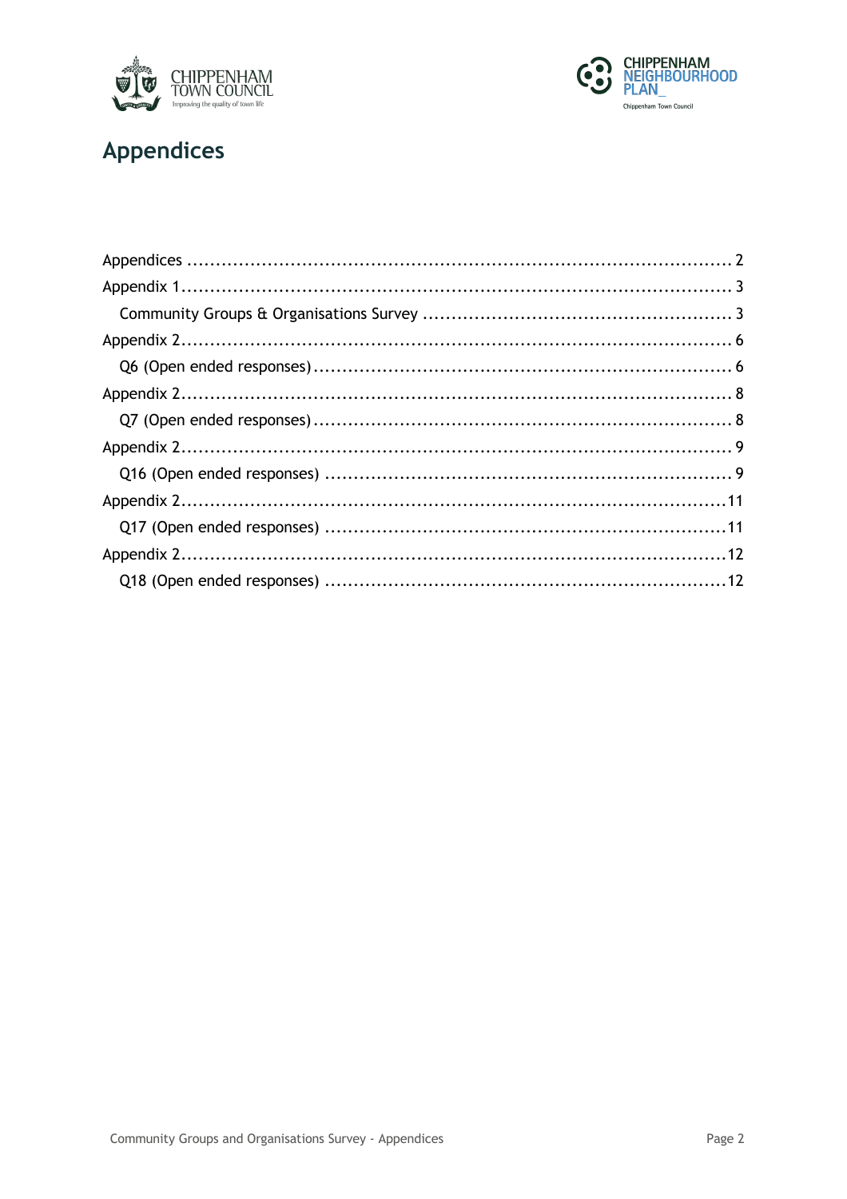# Appendices

Appendices .......................................................................................... 2

Appendix 1 ............................................................................................ 3

  Community Groups & Organisations Survey .................................................. 3

Appendix 2 ............................................................................................ 6

  Q6 (Open ended responses) ..................................................................... 6

Appendix 2 ............................................................................................ 8

  Q7 (Open ended responses) ..................................................................... 8

Appendix 2 ............................................................................................ 9

  Q16 (Open ended responses) .................................................................... 9

Appendix 2 ............................................................................................ 11

  Q17 (Open ended responses) .................................................................... 11

Appendix 2 ............................................................................................ 12

  Q18 (Open ended responses) .................................................................... 12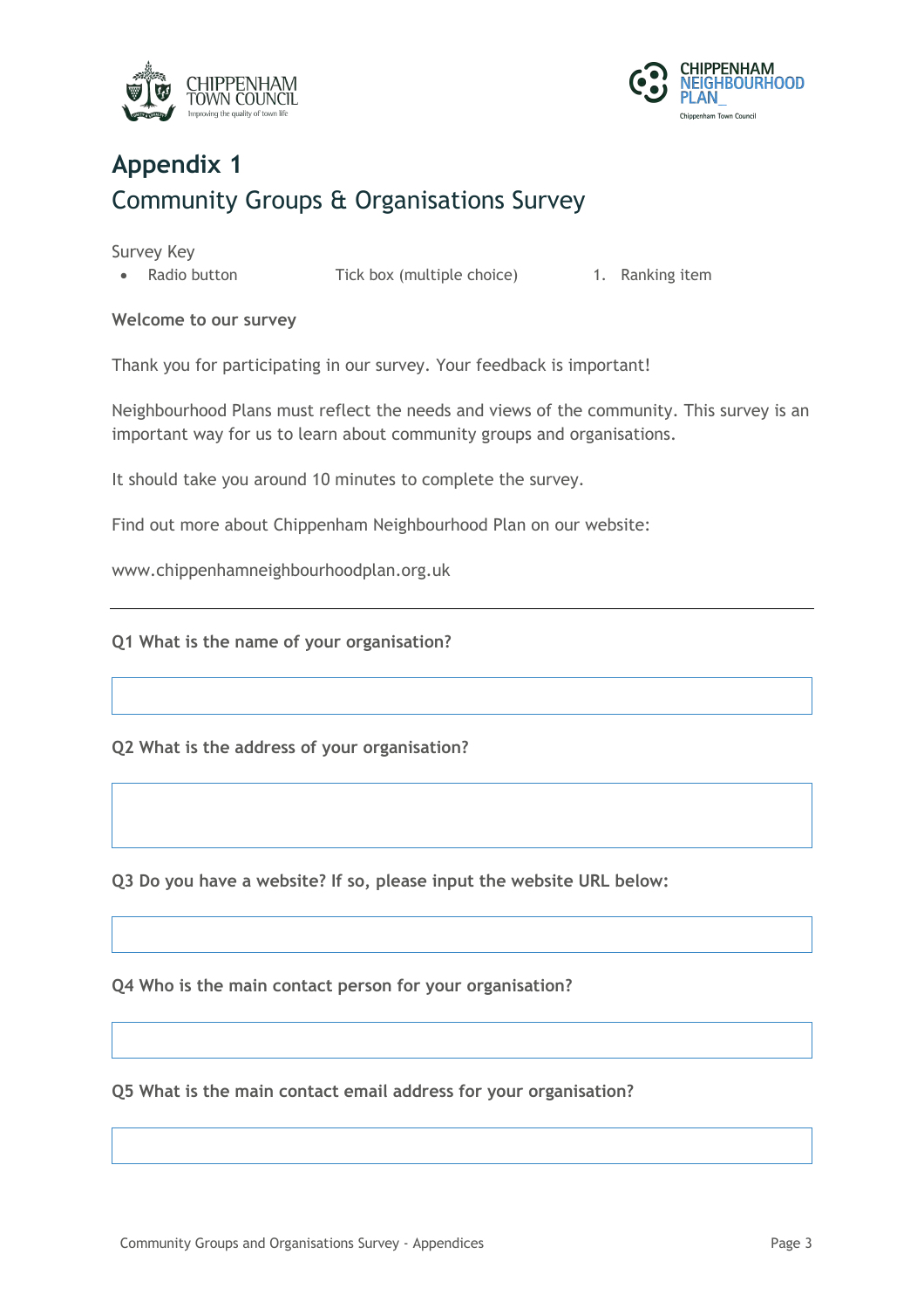# Appendix 1

## Community Groups & Organisations Survey

Survey Key

- Radio button    Tick box (multiple choice)    1. Ranking item

**Welcome to our survey**

Thank you for participating in our survey. Your feedback is important!

Neighbourhood Plans must reflect the needs and views of the community. This survey is an important way for us to learn about community groups and organisations.

It should take you around 10 minutes to complete the survey.

Find out more about Chippenham Neighbourhood Plan on our website:

www.chippenhamneighbourhoodplan.org.uk

---

**Q1 What is the name of your organisation?**

**Q2 What is the address of your organisation?**

**Q3 Do you have a website? If so, please input the website URL below:**

**Q4 Who is the main contact person for your organisation?**

**Q5 What is the main contact email address for your organisation?**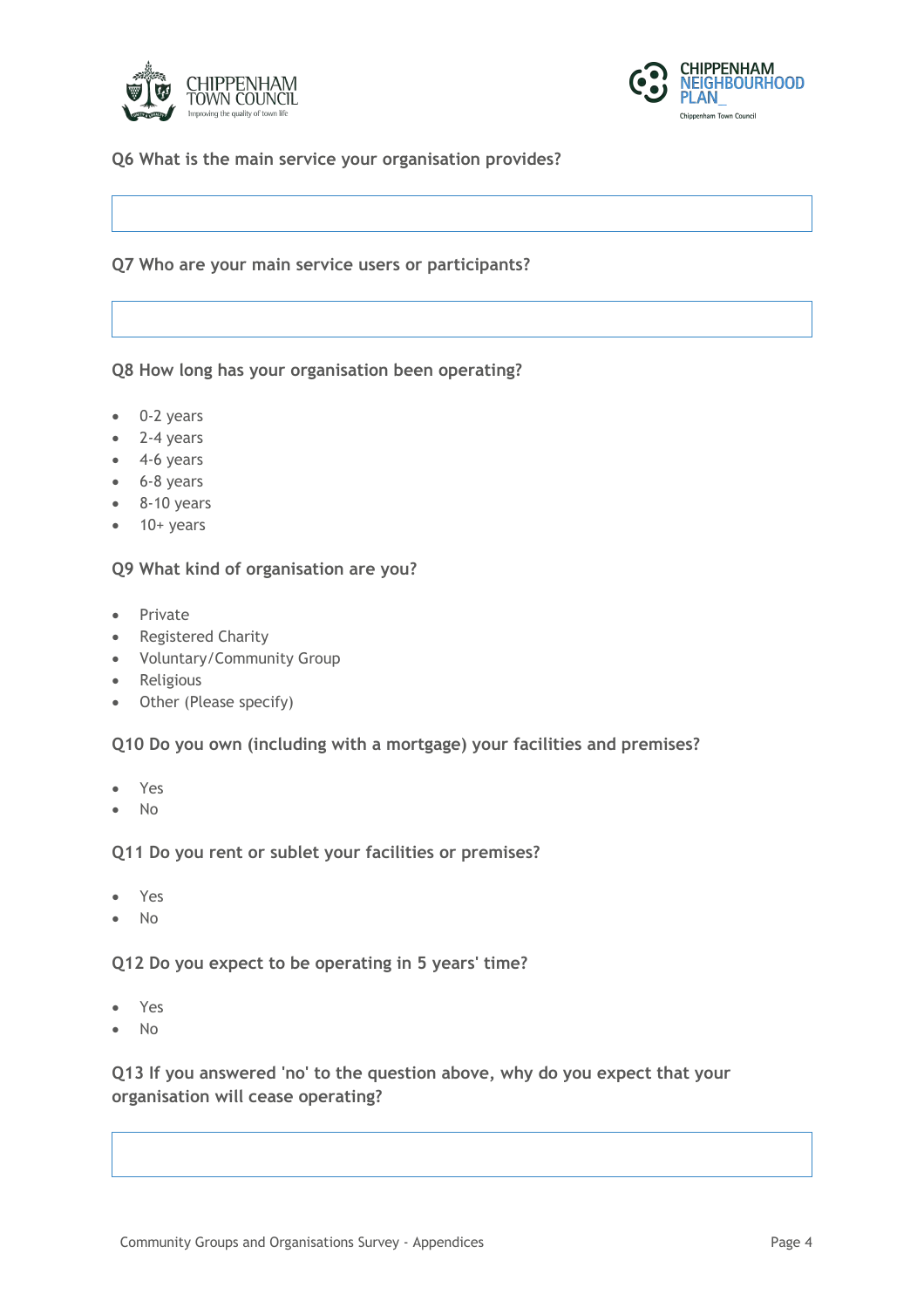### Q6 What is the main service your organisation provides?

### Q7 Who are your main service users or participants?

### Q8 How long has your organisation been operating?

- 0-2 years
- 2-4 years
- 4-6 years
- 6-8 years
- 8-10 years
- 10+ years

### Q9 What kind of organisation are you?

- Private
- Registered Charity
- Voluntary/Community Group
- Religious
- Other (Please specify)

### Q10 Do you own (including with a mortgage) your facilities and premises?

- Yes
- No

### Q11 Do you rent or sublet your facilities or premises?

- Yes
- No

### Q12 Do you expect to be operating in 5 years' time?

- Yes
- No

### Q13 If you answered 'no' to the question above, why do you expect that your organisation will cease operating?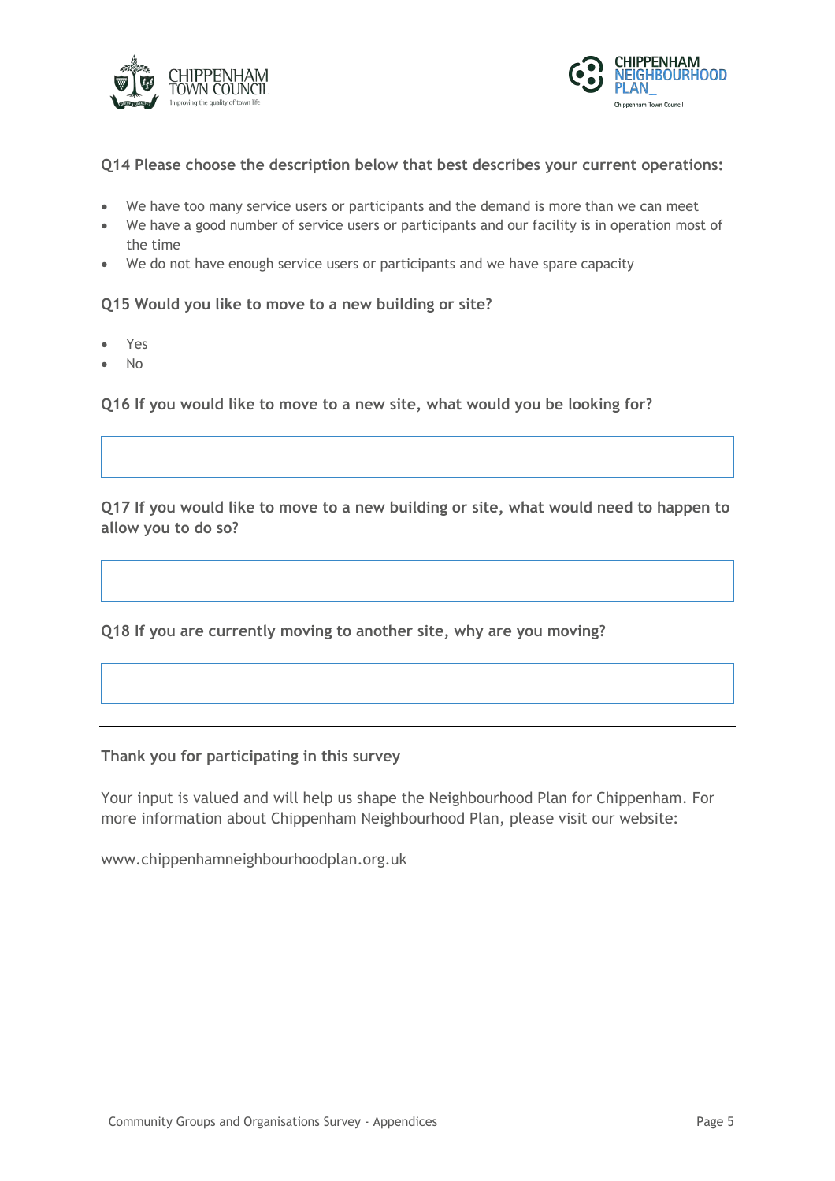**Q14 Please choose the description below that best describes your current operations:**

- We have too many service users or participants and the demand is more than we can meet
- We have a good number of service users or participants and our facility is in operation most of the time
- We do not have enough service users or participants and we have spare capacity

**Q15 Would you like to move to a new building or site?**

- Yes
- No

**Q16 If you would like to move to a new site, what would you be looking for?**

**Q17 If you would like to move to a new building or site, what would need to happen to allow you to do so?**

**Q18 If you are currently moving to another site, why are you moving?**

---

**Thank you for participating in this survey**

Your input is valued and will help us shape the Neighbourhood Plan for Chippenham. For more information about Chippenham Neighbourhood Plan, please visit our website:

www.chippenhamneighbourhoodplan.org.uk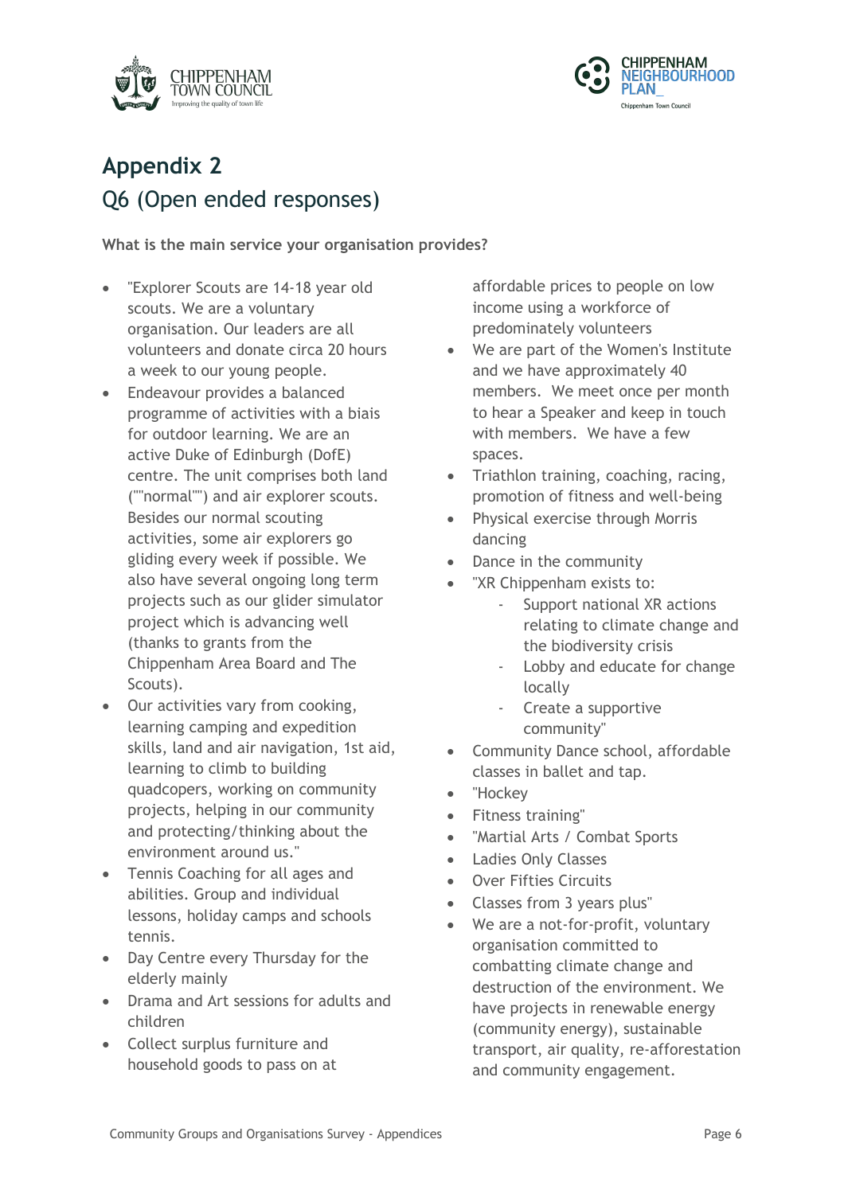# Appendix 2

## Q6 (Open ended responses)

**What is the main service your organisation provides?**

- "Explorer Scouts are 14-18 year old scouts. We are a voluntary organisation. Our leaders are all volunteers and donate circa 20 hours a week to our young people.
- Endeavour provides a balanced programme of activities with a biais for outdoor learning. We are an active Duke of Edinburgh (DofE) centre. The unit comprises both land (""normal"") and air explorer scouts. Besides our normal scouting activities, some air explorers go gliding every week if possible. We also have several ongoing long term projects such as our glider simulator project which is advancing well (thanks to grants from the Chippenham Area Board and The Scouts).
- Our activities vary from cooking, learning camping and expedition skills, land and air navigation, 1st aid, learning to climb to building quadcopers, working on community projects, helping in our community and protecting/thinking about the environment around us."
- Tennis Coaching for all ages and abilities. Group and individual lessons, holiday camps and schools tennis.
- Day Centre every Thursday for the elderly mainly
- Drama and Art sessions for adults and children
- Collect surplus furniture and household goods to pass on at affordable prices to people on low income using a workforce of predominately volunteers
- We are part of the Women's Institute and we have approximately 40 members. We meet once per month to hear a Speaker and keep in touch with members. We have a few spaces.
- Triathlon training, coaching, racing, promotion of fitness and well-being
- Physical exercise through Morris dancing
- Dance in the community
- "XR Chippenham exists to:
  - Support national XR actions relating to climate change and the biodiversity crisis
  - Lobby and educate for change locally
  - Create a supportive community"
- Community Dance school, affordable classes in ballet and tap.
- "Hockey
- Fitness training"
- "Martial Arts / Combat Sports
- Ladies Only Classes
- Over Fifties Circuits
- Classes from 3 years plus"
- We are a not-for-profit, voluntary organisation committed to combatting climate change and destruction of the environment. We have projects in renewable energy (community energy), sustainable transport, air quality, re-afforestation and community engagement.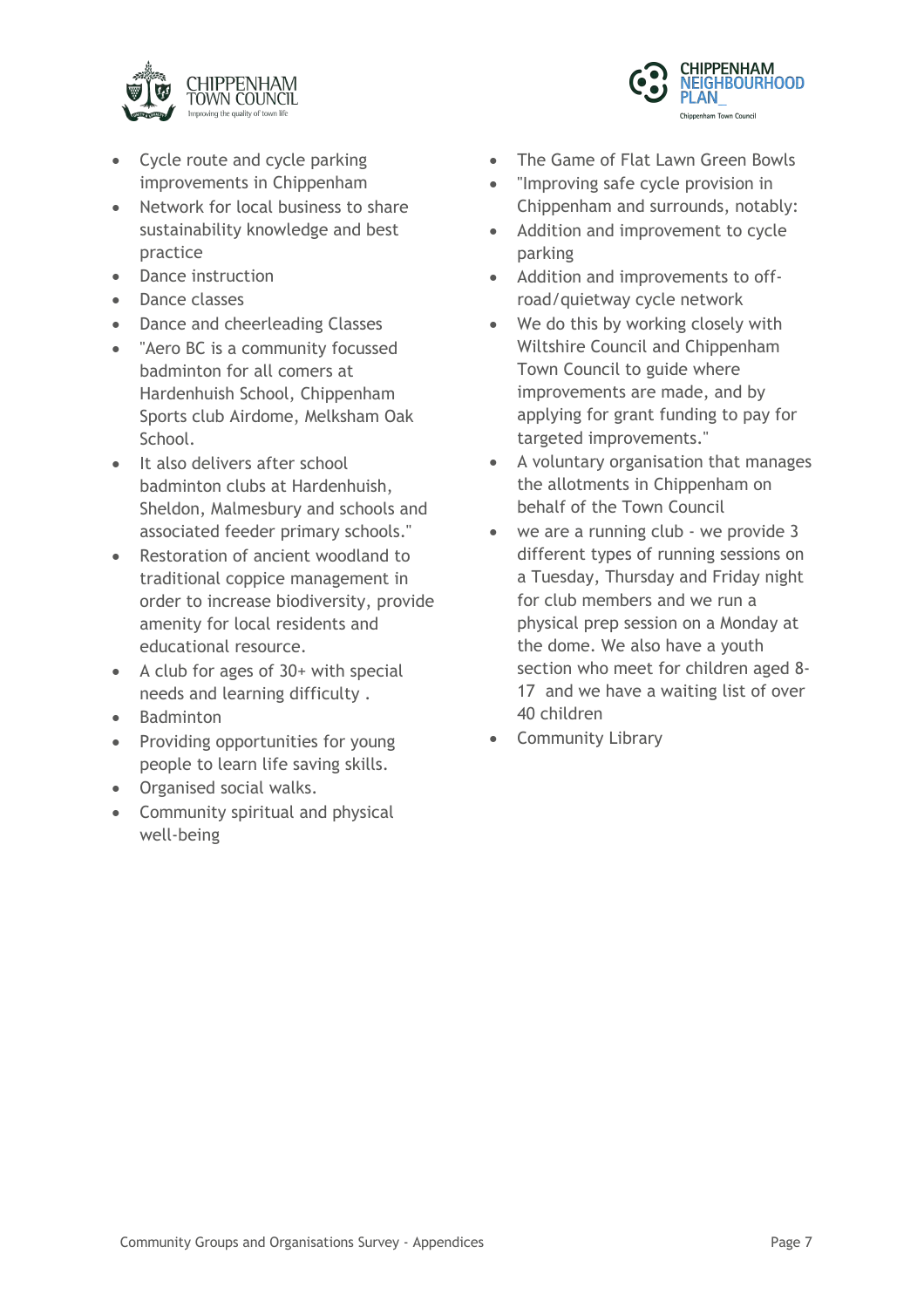- Cycle route and cycle parking improvements in Chippenham
- Network for local business to share sustainability knowledge and best practice
- Dance instruction
- Dance classes
- Dance and cheerleading Classes
- "Aero BC is a community focussed badminton for all comers at Hardenhuish School, Chippenham Sports club Airdome, Melksham Oak School.
- It also delivers after school badminton clubs at Hardenhuish, Sheldon, Malmesbury and schools and associated feeder primary schools."
- Restoration of ancient woodland to traditional coppice management in order to increase biodiversity, provide amenity for local residents and educational resource.
- A club for ages of 30+ with special needs and learning difficulty .
- Badminton
- Providing opportunities for young people to learn life saving skills.
- Organised social walks.
- Community spiritual and physical well-being
- The Game of Flat Lawn Green Bowls
- "Improving safe cycle provision in Chippenham and surrounds, notably:
- Addition and improvement to cycle parking
- Addition and improvements to off-road/quietway cycle network
- We do this by working closely with Wiltshire Council and Chippenham Town Council to guide where improvements are made, and by applying for grant funding to pay for targeted improvements."
- A voluntary organisation that manages the allotments in Chippenham on behalf of the Town Council
- we are a running club - we provide 3 different types of running sessions on a Tuesday, Thursday and Friday night for club members and we run a physical prep session on a Monday at the dome. We also have a youth section who meet for children aged 8-17 and we have a waiting list of over 40 children
- Community Library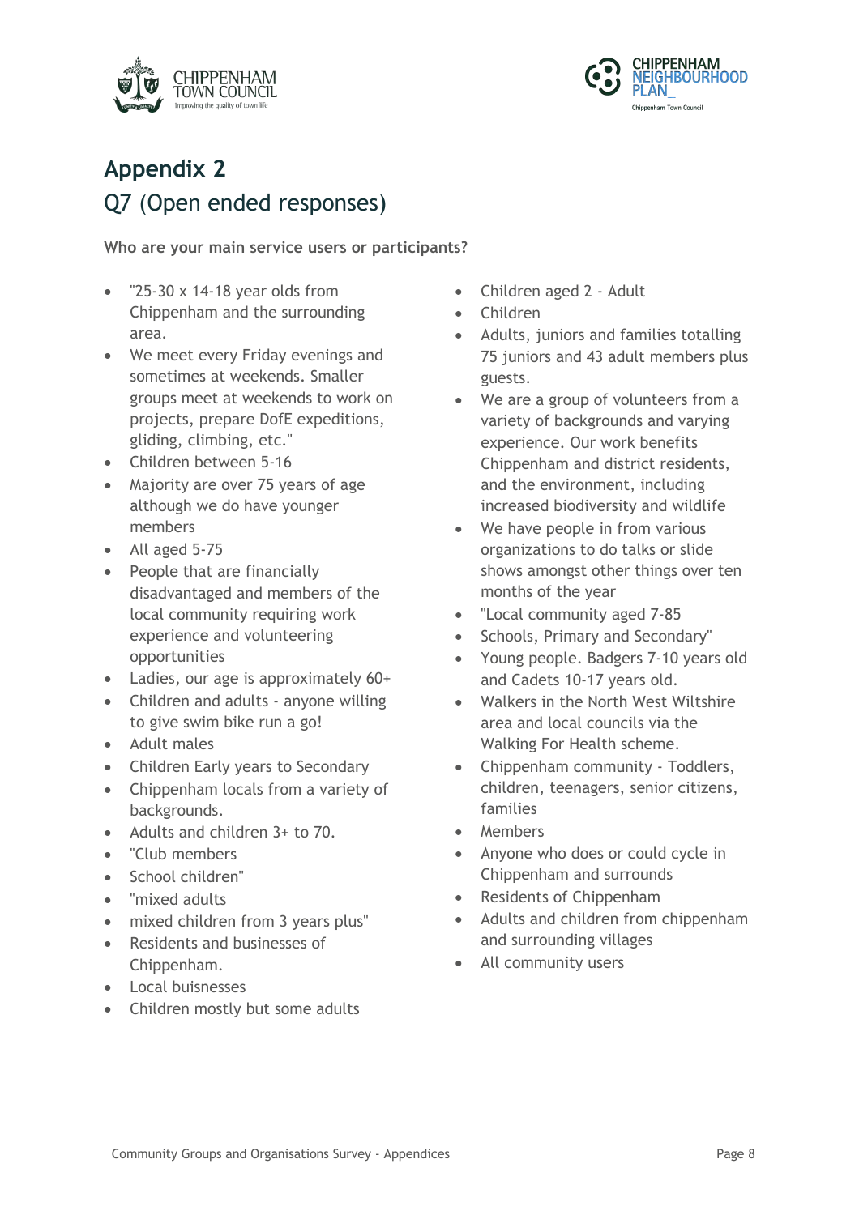# Appendix 2

## Q7 (Open ended responses)

**Who are your main service users or participants?**

- "25-30 x 14-18 year olds from Chippenham and the surrounding area.
- We meet every Friday evenings and sometimes at weekends. Smaller groups meet at weekends to work on projects, prepare DofE expeditions, gliding, climbing, etc."
- Children between 5-16
- Majority are over 75 years of age although we do have younger members
- All aged 5-75
- People that are financially disadvantaged and members of the local community requiring work experience and volunteering opportunities
- Ladies, our age is approximately 60+
- Children and adults - anyone willing to give swim bike run a go!
- Adult males
- Children Early years to Secondary
- Chippenham locals from a variety of backgrounds.
- Adults and children 3+ to 70.
- "Club members
- School children"
- "mixed adults
- mixed children from 3 years plus"
- Residents and businesses of Chippenham.
- Local buisnesses
- Children mostly but some adults
- Children aged 2 - Adult
- Children
- Adults, juniors and families totalling 75 juniors and 43 adult members plus guests.
- We are a group of volunteers from a variety of backgrounds and varying experience. Our work benefits Chippenham and district residents, and the environment, including increased biodiversity and wildlife
- We have people in from various organizations to do talks or slide shows amongst other things over ten months of the year
- "Local community aged 7-85
- Schools, Primary and Secondary"
- Young people. Badgers 7-10 years old and Cadets 10-17 years old.
- Walkers in the North West Wiltshire area and local councils via the Walking For Health scheme.
- Chippenham community - Toddlers, children, teenagers, senior citizens, families
- Members
- Anyone who does or could cycle in Chippenham and surrounds
- Residents of Chippenham
- Adults and children from chippenham and surrounding villages
- All community users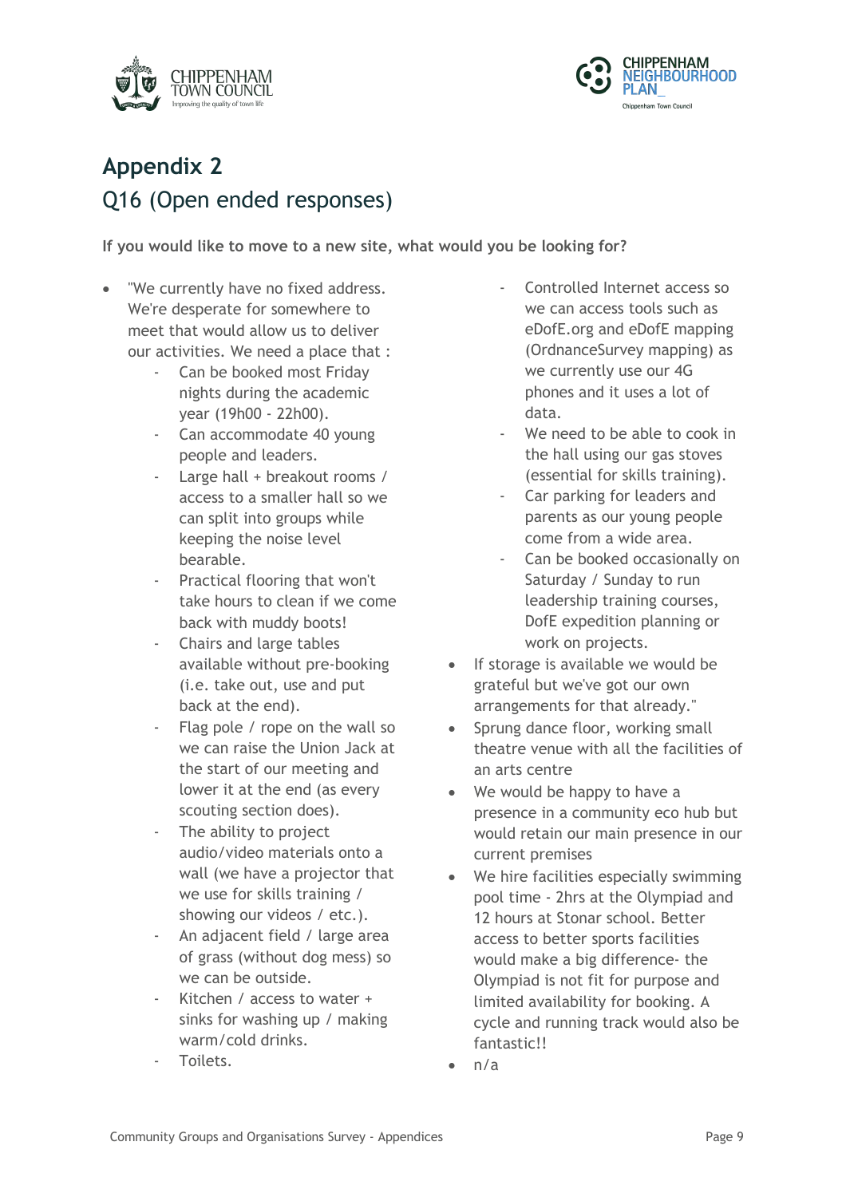## Appendix 2

## Q16 (Open ended responses)

**If you would like to move to a new site, what would you be looking for?**

- "We currently have no fixed address. We're desperate for somewhere to meet that would allow us to deliver our activities. We need a place that :
  - Can be booked most Friday nights during the academic year (19h00 - 22h00).
  - Can accommodate 40 young people and leaders.
  - Large hall + breakout rooms / access to a smaller hall so we can split into groups while keeping the noise level bearable.
  - Practical flooring that won't take hours to clean if we come back with muddy boots!
  - Chairs and large tables available without pre-booking (i.e. take out, use and put back at the end).
  - Flag pole / rope on the wall so we can raise the Union Jack at the start of our meeting and lower it at the end (as every scouting section does).
  - The ability to project audio/video materials onto a wall (we have a projector that we use for skills training / showing our videos / etc.).
  - An adjacent field / large area of grass (without dog mess) so we can be outside.
  - Kitchen / access to water + sinks for washing up / making warm/cold drinks.
  - Toilets.
  - Controlled Internet access so we can access tools such as eDofE.org and eDofE mapping (OrdnanceSurvey mapping) as we currently use our 4G phones and it uses a lot of data.
  - We need to be able to cook in the hall using our gas stoves (essential for skills training).
  - Car parking for leaders and parents as our young people come from a wide area.
  - Can be booked occasionally on Saturday / Sunday to run leadership training courses, DofE expedition planning or work on projects.
- If storage is available we would be grateful but we've got our own arrangements for that already."
- Sprung dance floor, working small theatre venue with all the facilities of an arts centre
- We would be happy to have a presence in a community eco hub but would retain our main presence in our current premises
- We hire facilities especially swimming pool time - 2hrs at the Olympiad and 12 hours at Stonar school. Better access to better sports facilities would make a big difference- the Olympiad is not fit for purpose and limited availability for booking. A cycle and running track would also be fantastic!!
- n/a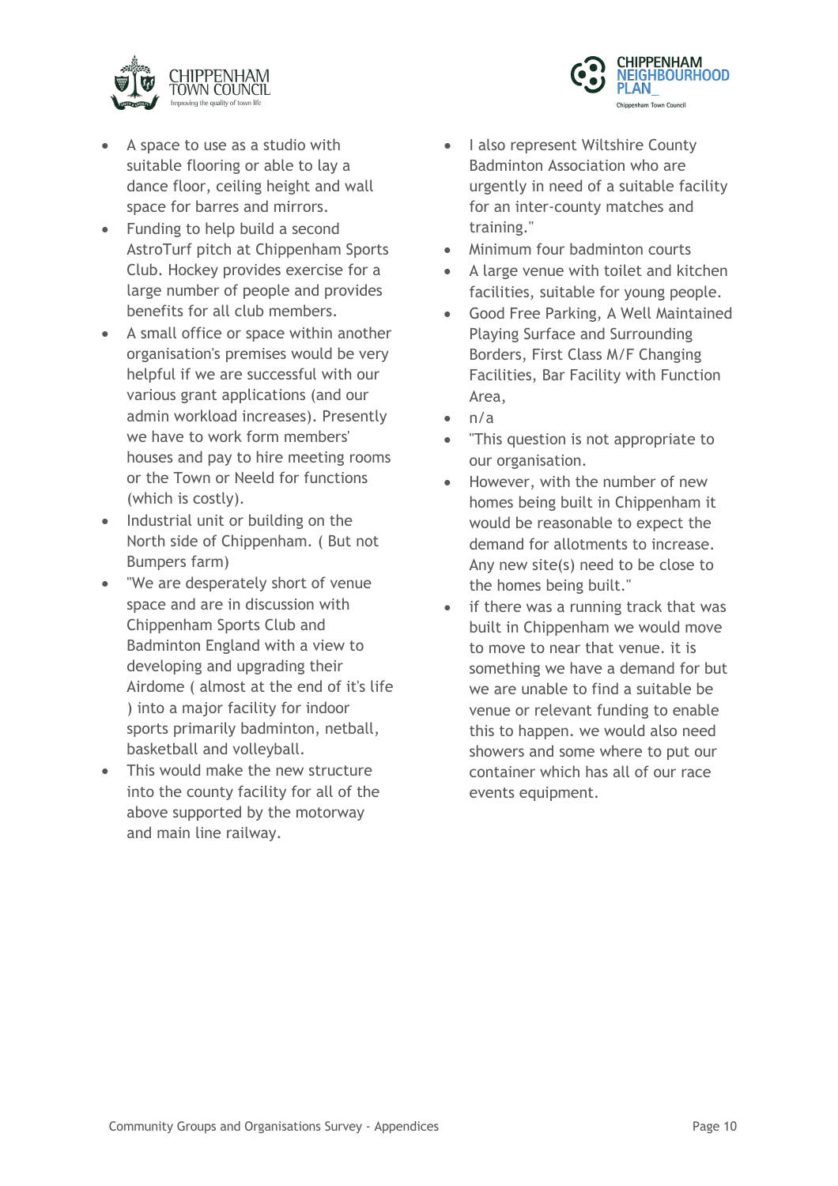- A space to use as a studio with suitable flooring or able to lay a dance floor, ceiling height and wall space for barres and mirrors.
- Funding to help build a second AstroTurf pitch at Chippenham Sports Club. Hockey provides exercise for a large number of people and provides benefits for all club members.
- A small office or space within another organisation's premises would be very helpful if we are successful with our various grant applications (and our admin workload increases). Presently we have to work form members' houses and pay to hire meeting rooms or the Town or Neeld for functions (which is costly).
- Industrial unit or building on the North side of Chippenham. ( But not Bumpers farm)
- "We are desperately short of venue space and are in discussion with Chippenham Sports Club and Badminton England with a view to developing and upgrading their Airdome ( almost at the end of it's life ) into a major facility for indoor sports primarily badminton, netball, basketball and volleyball.
- This would make the new structure into the county facility for all of the above supported by the motorway and main line railway.
- I also represent Wiltshire County Badminton Association who are urgently in need of a suitable facility for an inter-county matches and training."
- Minimum four badminton courts
- A large venue with toilet and kitchen facilities, suitable for young people.
- Good Free Parking, A Well Maintained Playing Surface and Surrounding Borders, First Class M/F Changing Facilities, Bar Facility with Function Area,
- n/a
- "This question is not appropriate to our organisation.
- However, with the number of new homes being built in Chippenham it would be reasonable to expect the demand for allotments to increase. Any new site(s) need to be close to the homes being built."
- if there was a running track that was built in Chippenham we would move to move to near that venue. it is something we have a demand for but we are unable to find a suitable be venue or relevant funding to enable this to happen. we would also need showers and some where to put our container which has all of our race events equipment.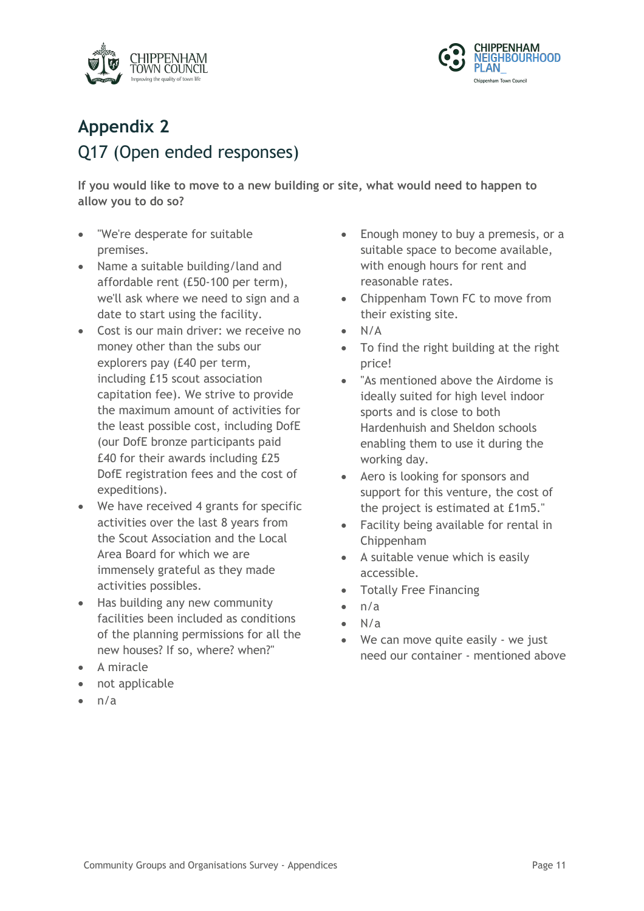## Appendix 2

### Q17 (Open ended responses)

**If you would like to move to a new building or site, what would need to happen to allow you to do so?**

- "We're desperate for suitable premises.
- Name a suitable building/land and affordable rent (£50-100 per term), we'll ask where we need to sign and a date to start using the facility.
- Cost is our main driver: we receive no money other than the subs our explorers pay (£40 per term, including £15 scout association capitation fee). We strive to provide the maximum amount of activities for the least possible cost, including DofE (our DofE bronze participants paid £40 for their awards including £25 DofE registration fees and the cost of expeditions).
- We have received 4 grants for specific activities over the last 8 years from the Scout Association and the Local Area Board for which we are immensely grateful as they made activities possibles.
- Has building any new community facilities been included as conditions of the planning permissions for all the new houses? If so, where? when?"
- A miracle
- not applicable
- n/a
- Enough money to buy a premesis, or a suitable space to become available, with enough hours for rent and reasonable rates.
- Chippenham Town FC to move from their existing site.
- N/A
- To find the right building at the right price!
- "As mentioned above the Airdome is ideally suited for high level indoor sports and is close to both Hardenhuish and Sheldon schools enabling them to use it during the working day.
- Aero is looking for sponsors and support for this venture, the cost of the project is estimated at £1m5."
- Facility being available for rental in Chippenham
- A suitable venue which is easily accessible.
- Totally Free Financing
- n/a
- N/a
- We can move quite easily - we just need our container - mentioned above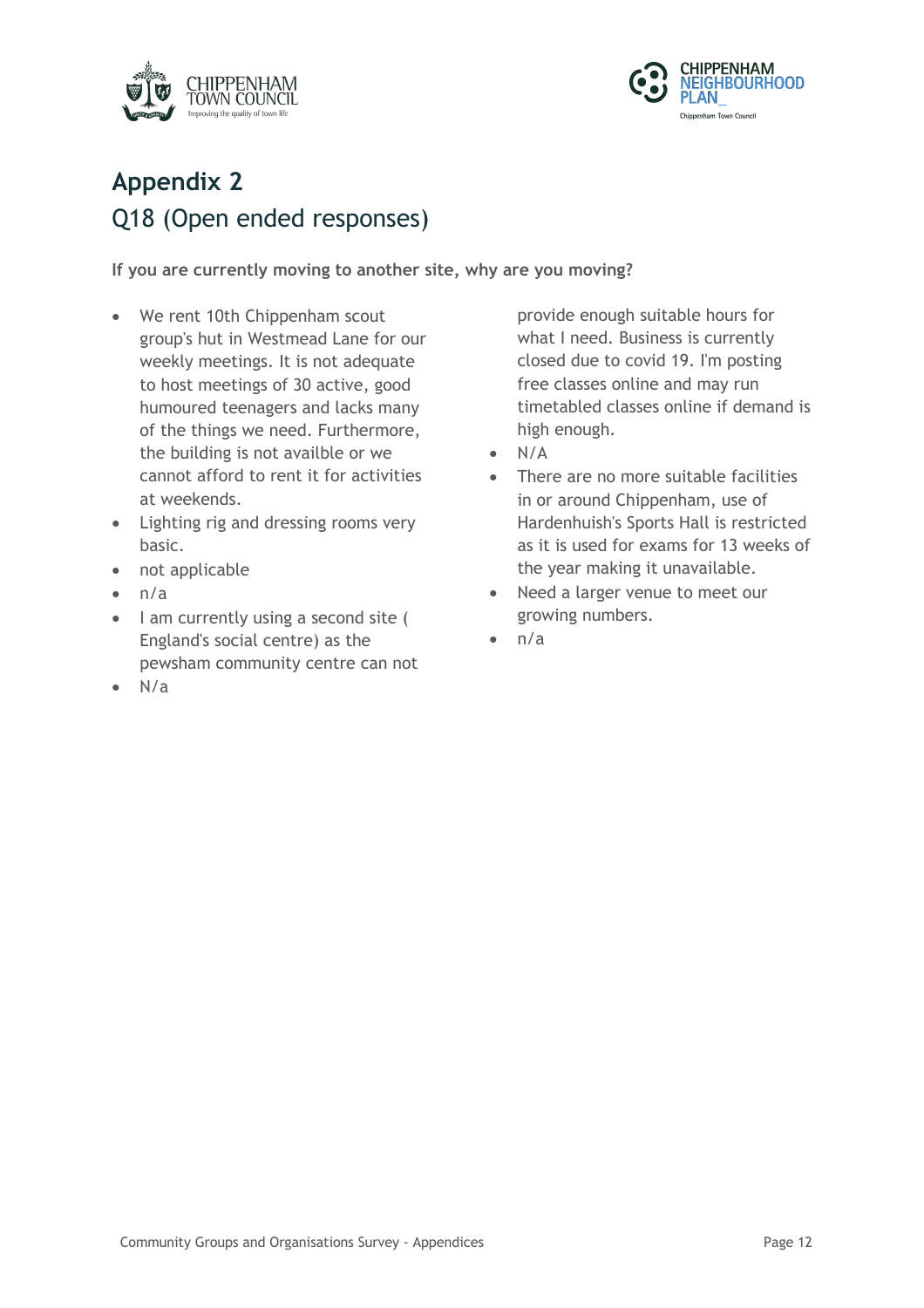## Appendix 2

## Q18 (Open ended responses)

**If you are currently moving to another site, why are you moving?**

- We rent 10th Chippenham scout group's hut in Westmead Lane for our weekly meetings. It is not adequate to host meetings of 30 active, good humoured teenagers and lacks many of the things we need. Furthermore, the building is not availble or we cannot afford to rent it for activities at weekends.
- Lighting rig and dressing rooms very basic.
- not applicable
- n/a
- I am currently using a second site ( England's social centre) as the pewsham community centre can not provide enough suitable hours for what I need. Business is currently closed due to covid 19. I'm posting free classes online and may run timetabled classes online if demand is high enough.
- N/a
- N/A
- There are no more suitable facilities in or around Chippenham, use of Hardenhuish's Sports Hall is restricted as it is used for exams for 13 weeks of the year making it unavailable.
- Need a larger venue to meet our growing numbers.
- n/a